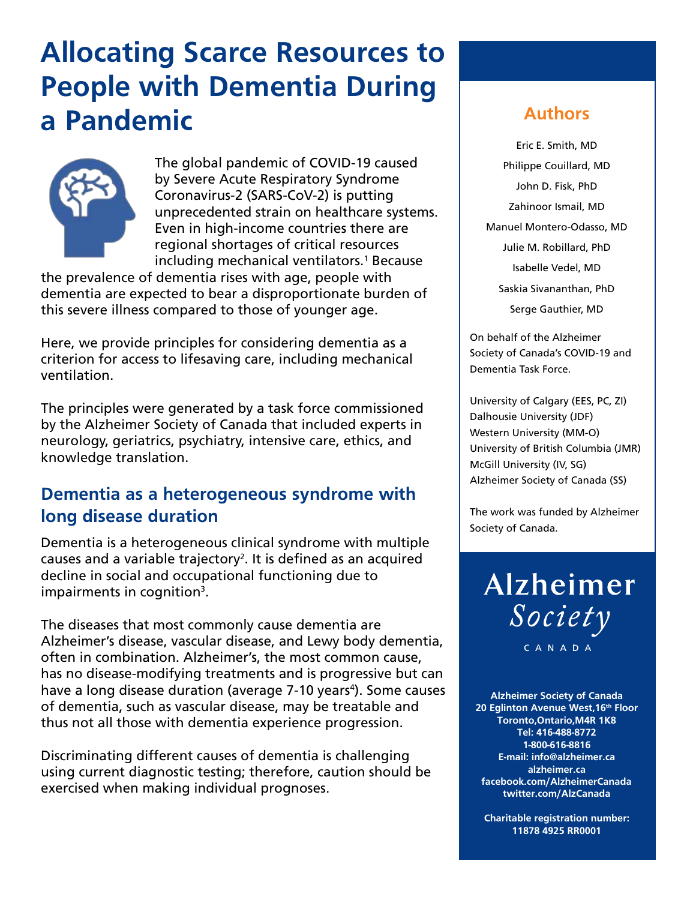# Allocating Scarce Resources to People with Dementia During a Pandemic

The global pandemic of COVID-19 caused by Severe Acute Respiratory Syndrome Coronavirus-2 (SARS-CoV-2) is putting unprecedented strain on healthcare systems. Even in high-income countries there are regional shortages of critical resources including mechanical ventilators.[1] Because the prevalence of dementia rises with age, people with dementia are expected to bear a disproportionate burden of this severe illness compared to those of younger age.

Here, we provide principles for considering dementia as a criterion for access to lifesaving care, including mechanical ventilation.

The principles were generated by a task force commissioned by the Alzheimer Society of Canada that included experts in neurology, geriatrics, psychiatry, intensive care, ethics, and knowledge translation.

## Dementia as a heterogeneous syndrome with long disease duration

Dementia is a heterogeneous clinical syndrome with multiple causes and a variable trajectory[2]. It is defined as an acquired decline in social and occupational functioning due to impairments in cognition[3].

The diseases that most commonly cause dementia are Alzheimer's disease, vascular disease, and Lewy body dementia, often in combination. Alzheimer's, the most common cause, has no disease-modifying treatments and is progressive but can have a long disease duration (average 7-10 years[4]). Some causes of dementia, such as vascular disease, may be treatable and thus not all those with dementia experience progression.

Discriminating different causes of dementia is challenging using current diagnostic testing; therefore, caution should be exercised when making individual prognoses.

## Authors

Eric E. Smith, MD
Philippe Couillard, MD
John D. Fisk, PhD
Zahinoor Ismail, MD
Manuel Montero-Odasso, MD
Julie M. Robillard, PhD
Isabelle Vedel, MD
Saskia Sivananthan, PhD
Serge Gauthier, MD

On behalf of the Alzheimer Society of Canada's COVID-19 and Dementia Task Force.

University of Calgary (EES, PC, ZI)
Dalhousie University (JDF)
Western University (MM-O)
University of British Columbia (JMR)
McGill University (IV, SG)
Alzheimer Society of Canada (SS)

The work was funded by Alzheimer Society of Canada.

Alzheimer Society CANADA

**Alzheimer Society of Canada**
**20 Eglinton Avenue West,16th Floor**
**Toronto,Ontario,M4R 1K8**
**Tel: 416-488-8772**
**1-800-616-8816**
**E-mail: info@alzheimer.ca**
**alzheimer.ca**
**facebook.com/AlzheimerCanada**
**twitter.com/AlzCanada**

**Charitable registration number: 11878 4925 RR0001**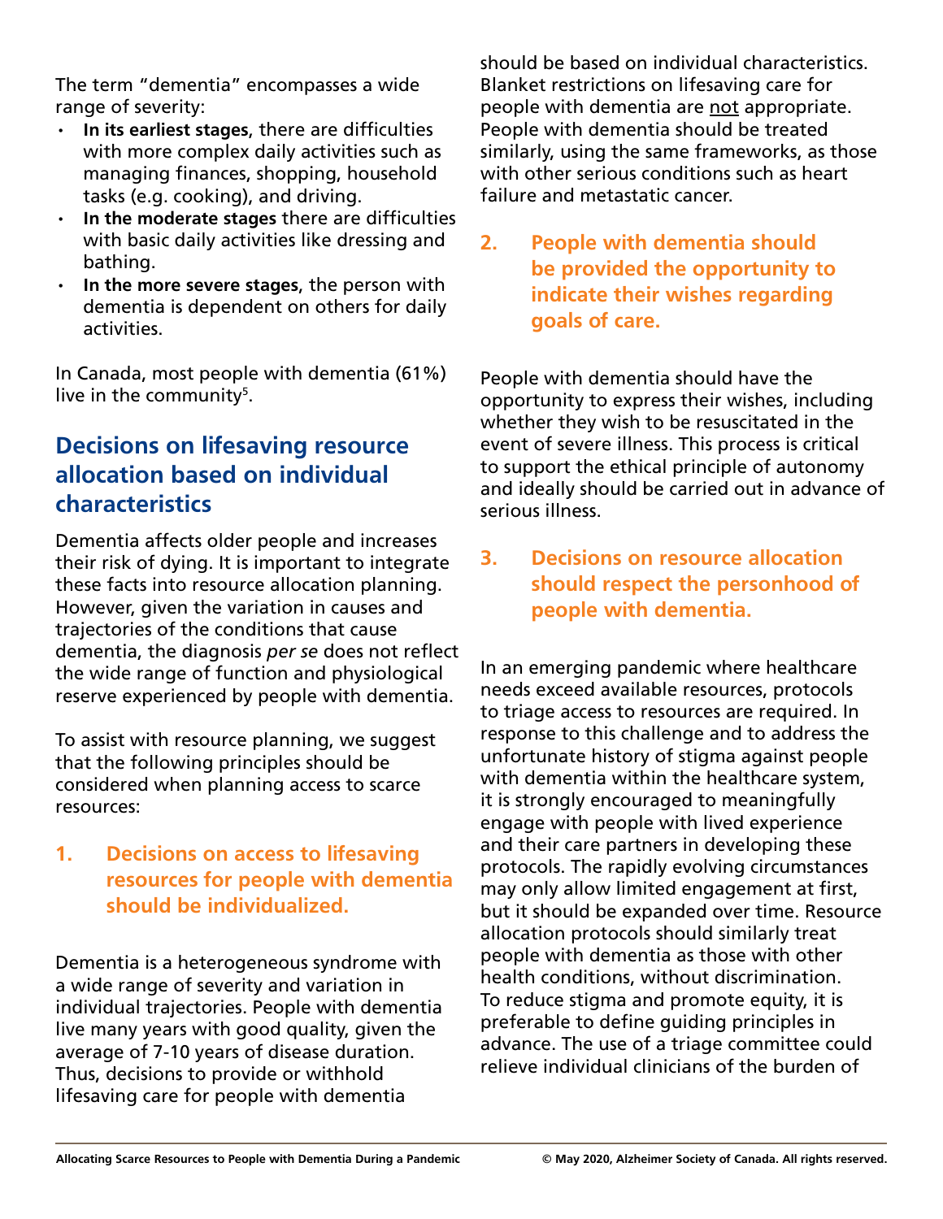The term "dementia" encompasses a wide range of severity:

- **In its earliest stages**, there are difficulties with more complex daily activities such as managing finances, shopping, household tasks (e.g. cooking), and driving.
- **In the moderate stages** there are difficulties with basic daily activities like dressing and bathing.
- **In the more severe stages**, the person with dementia is dependent on others for daily activities.

In Canada, most people with dementia (61%) live in the community[5].

## Decisions on lifesaving resource allocation based on individual characteristics

Dementia affects older people and increases their risk of dying. It is important to integrate these facts into resource allocation planning. However, given the variation in causes and trajectories of the conditions that cause dementia, the diagnosis *per se* does not reflect the wide range of function and physiological reserve experienced by people with dementia.

To assist with resource planning, we suggest that the following principles should be considered when planning access to scarce resources:

### 1. Decisions on access to lifesaving resources for people with dementia should be individualized.

Dementia is a heterogeneous syndrome with a wide range of severity and variation in individual trajectories. People with dementia live many years with good quality, given the average of 7-10 years of disease duration. Thus, decisions to provide or withhold lifesaving care for people with dementia should be based on individual characteristics. Blanket restrictions on lifesaving care for people with dementia are <u>not</u> appropriate. People with dementia should be treated similarly, using the same frameworks, as those with other serious conditions such as heart failure and metastatic cancer.

### 2. People with dementia should be provided the opportunity to indicate their wishes regarding goals of care.

People with dementia should have the opportunity to express their wishes, including whether they wish to be resuscitated in the event of severe illness. This process is critical to support the ethical principle of autonomy and ideally should be carried out in advance of serious illness.

### 3. Decisions on resource allocation should respect the personhood of people with dementia.

In an emerging pandemic where healthcare needs exceed available resources, protocols to triage access to resources are required. In response to this challenge and to address the unfortunate history of stigma against people with dementia within the healthcare system, it is strongly encouraged to meaningfully engage with people with lived experience and their care partners in developing these protocols. The rapidly evolving circumstances may only allow limited engagement at first, but it should be expanded over time. Resource allocation protocols should similarly treat people with dementia as those with other health conditions, without discrimination. To reduce stigma and promote equity, it is preferable to define guiding principles in advance. The use of a triage committee could relieve individual clinicians of the burden of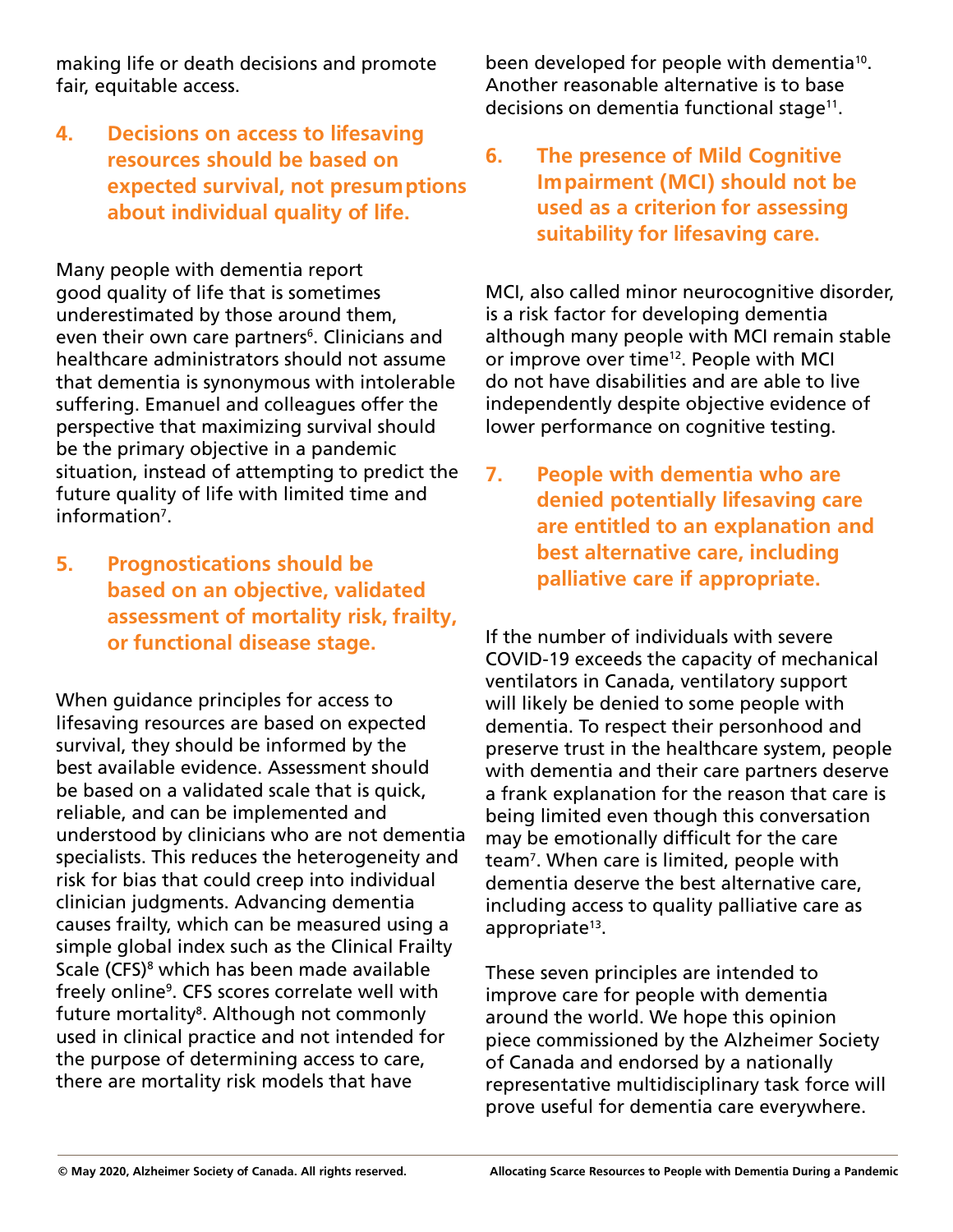making life or death decisions and promote fair, equitable access.

## 4. Decisions on access to lifesaving resources should be based on expected survival, not presumptions about individual quality of life.

Many people with dementia report good quality of life that is sometimes underestimated by those around them, even their own care partners[6]. Clinicians and healthcare administrators should not assume that dementia is synonymous with intolerable suffering. Emanuel and colleagues offer the perspective that maximizing survival should be the primary objective in a pandemic situation, instead of attempting to predict the future quality of life with limited time and information[7].

## 5. Prognostications should be based on an objective, validated assessment of mortality risk, frailty, or functional disease stage.

When guidance principles for access to lifesaving resources are based on expected survival, they should be informed by the best available evidence. Assessment should be based on a validated scale that is quick, reliable, and can be implemented and understood by clinicians who are not dementia specialists. This reduces the heterogeneity and risk for bias that could creep into individual clinician judgments. Advancing dementia causes frailty, which can be measured using a simple global index such as the Clinical Frailty Scale (CFS)[8] which has been made available freely online[9]. CFS scores correlate well with future mortality[8]. Although not commonly used in clinical practice and not intended for the purpose of determining access to care, there are mortality risk models that have been developed for people with dementia[10]. Another reasonable alternative is to base decisions on dementia functional stage[11].

## 6. The presence of Mild Cognitive Impairment (MCI) should not be used as a criterion for assessing suitability for lifesaving care.

MCI, also called minor neurocognitive disorder, is a risk factor for developing dementia although many people with MCI remain stable or improve over time[12]. People with MCI do not have disabilities and are able to live independently despite objective evidence of lower performance on cognitive testing.

## 7. People with dementia who are denied potentially lifesaving care are entitled to an explanation and best alternative care, including palliative care if appropriate.

If the number of individuals with severe COVID-19 exceeds the capacity of mechanical ventilators in Canada, ventilatory support will likely be denied to some people with dementia. To respect their personhood and preserve trust in the healthcare system, people with dementia and their care partners deserve a frank explanation for the reason that care is being limited even though this conversation may be emotionally difficult for the care team[7]. When care is limited, people with dementia deserve the best alternative care, including access to quality palliative care as appropriate[13].

These seven principles are intended to improve care for people with dementia around the world. We hope this opinion piece commissioned by the Alzheimer Society of Canada and endorsed by a nationally representative multidisciplinary task force will prove useful for dementia care everywhere.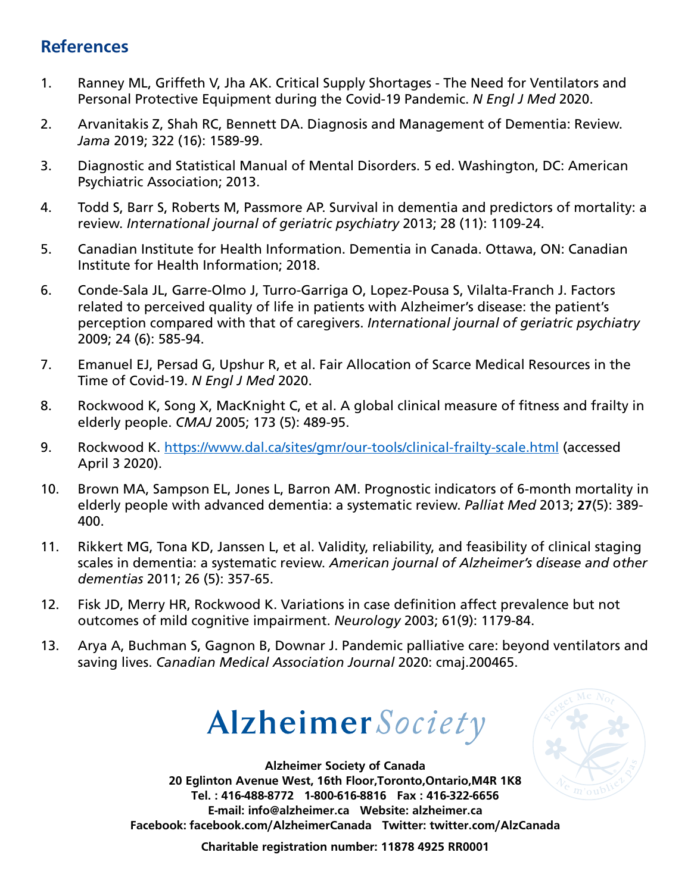## References

1. Ranney ML, Griffeth V, Jha AK. Critical Supply Shortages - The Need for Ventilators and Personal Protective Equipment during the Covid-19 Pandemic. *N Engl J Med* 2020.
2. Arvanitakis Z, Shah RC, Bennett DA. Diagnosis and Management of Dementia: Review. *Jama* 2019; 322 (16): 1589-99.
3. Diagnostic and Statistical Manual of Mental Disorders. 5 ed. Washington, DC: American Psychiatric Association; 2013.
4. Todd S, Barr S, Roberts M, Passmore AP. Survival in dementia and predictors of mortality: a review. *International journal of geriatric psychiatry* 2013; 28 (11): 1109-24.
5. Canadian Institute for Health Information. Dementia in Canada. Ottawa, ON: Canadian Institute for Health Information; 2018.
6. Conde-Sala JL, Garre-Olmo J, Turro-Garriga O, Lopez-Pousa S, Vilalta-Franch J. Factors related to perceived quality of life in patients with Alzheimer's disease: the patient's perception compared with that of caregivers. *International journal of geriatric psychiatry* 2009; 24 (6): 585-94.
7. Emanuel EJ, Persad G, Upshur R, et al. Fair Allocation of Scarce Medical Resources in the Time of Covid-19. *N Engl J Med* 2020.
8. Rockwood K, Song X, MacKnight C, et al. A global clinical measure of fitness and frailty in elderly people. *CMAJ* 2005; 173 (5): 489-95.
9. Rockwood K. https://www.dal.ca/sites/gmr/our-tools/clinical-frailty-scale.html (accessed April 3 2020).
10. Brown MA, Sampson EL, Jones L, Barron AM. Prognostic indicators of 6-month mortality in elderly people with advanced dementia: a systematic review. *Palliat Med* 2013; **27**(5): 389-400.
11. Rikkert MG, Tona KD, Janssen L, et al. Validity, reliability, and feasibility of clinical staging scales in dementia: a systematic review. *American journal of Alzheimer's disease and other dementias* 2011; 26 (5): 357-65.
12. Fisk JD, Merry HR, Rockwood K. Variations in case definition affect prevalence but not outcomes of mild cognitive impairment. *Neurology* 2003; 61(9): 1179-84.
13. Arya A, Buchman S, Gagnon B, Downar J. Pandemic palliative care: beyond ventilators and saving lives. *Canadian Medical Association Journal* 2020: cmaj.200465.

Alzheimer *Society*

**Alzheimer Society of Canada**
**20 Eglinton Avenue West, 16th Floor,Toronto,Ontario,M4R 1K8**
**Tel. : 416-488-8772 1-800-616-8816 Fax : 416-322-6656**
**E-mail: info@alzheimer.ca Website: alzheimer.ca**
**Facebook: facebook.com/AlzheimerCanada Twitter: twitter.com/AlzCanada**

**Charitable registration number: 11878 4925 RR0001**